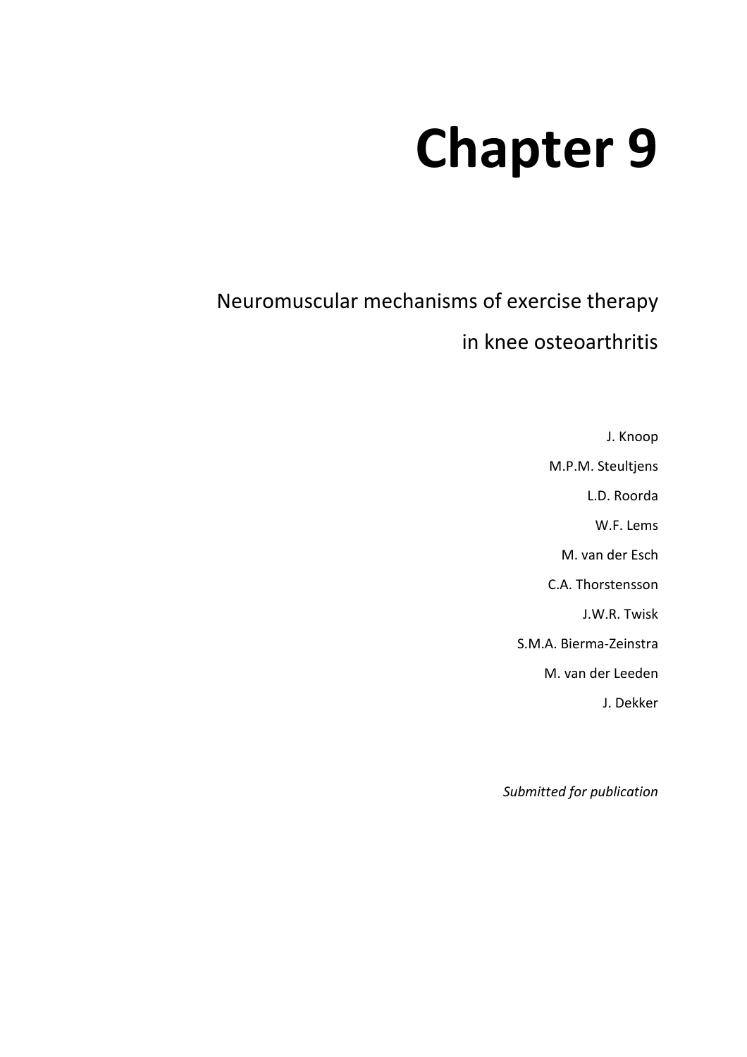# Chapter 9

## Neuromuscular mechanisms of exercise therapy in knee osteoarthritis

J. Knoop

M.P.M. Steultjens

L.D. Roorda

W.F. Lems

M. van der Esch

C.A. Thorstensson

J.W.R. Twisk

S.M.A. Bierma-Zeinstra

M. van der Leeden

J. Dekker

*Submitted for publication*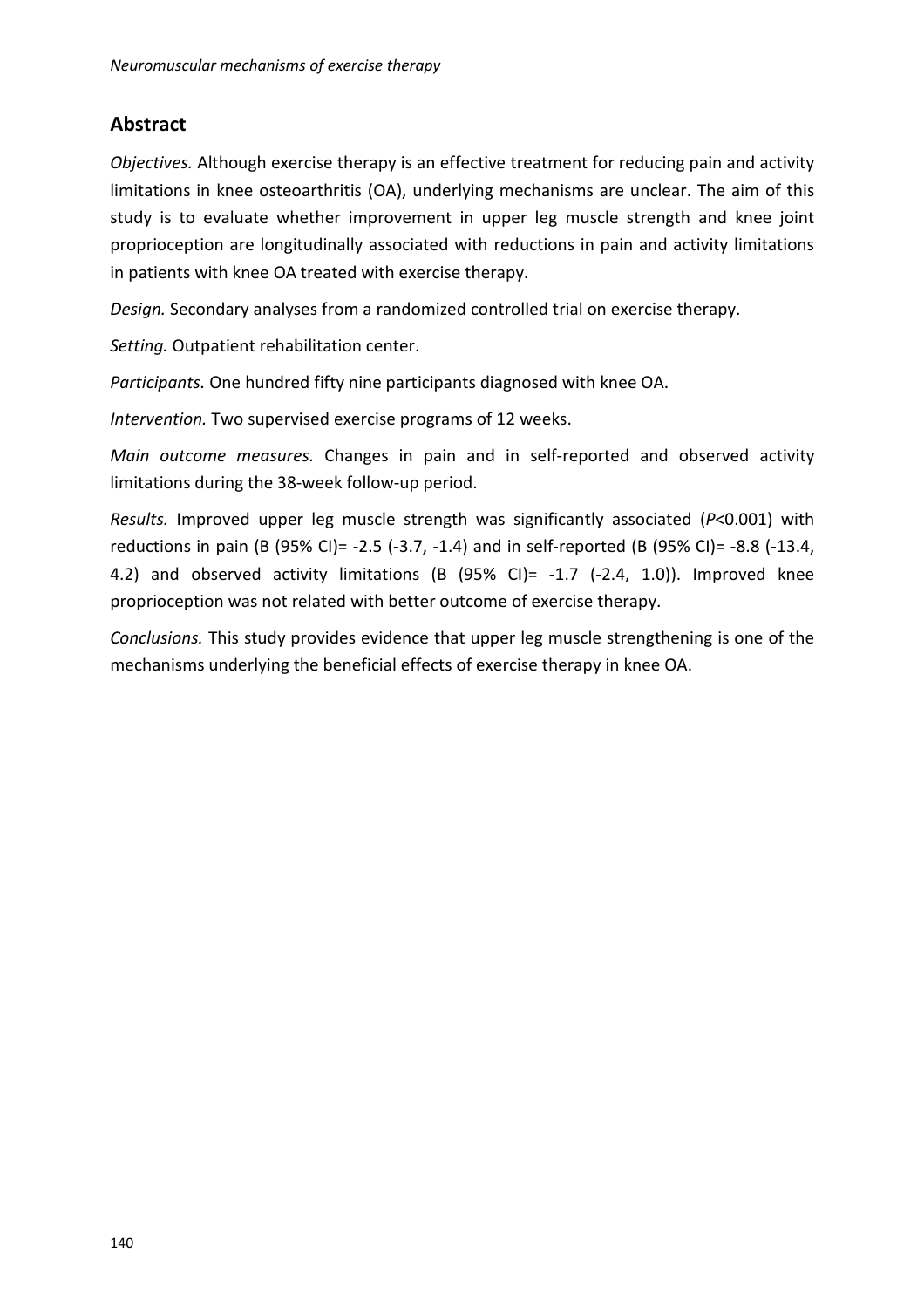## Abstract

*Objectives.* Although exercise therapy is an effective treatment for reducing pain and activity limitations in knee osteoarthritis (OA), underlying mechanisms are unclear. The aim of this study is to evaluate whether improvement in upper leg muscle strength and knee joint proprioception are longitudinally associated with reductions in pain and activity limitations in patients with knee OA treated with exercise therapy.

*Design.* Secondary analyses from a randomized controlled trial on exercise therapy.

*Setting.* Outpatient rehabilitation center.

*Participants.* One hundred fifty nine participants diagnosed with knee OA.

*Intervention.* Two supervised exercise programs of 12 weeks.

*Main outcome measures.* Changes in pain and in self-reported and observed activity limitations during the 38-week follow-up period.

*Results.* Improved upper leg muscle strength was significantly associated ($P<0.001$) with reductions in pain (B (95% CI)= -2.5 (-3.7, -1.4) and in self-reported (B (95% CI)= -8.8 (-13.4, 4.2) and observed activity limitations (B (95% CI)= -1.7 (-2.4, 1.0)). Improved knee proprioception was not related with better outcome of exercise therapy.

*Conclusions.* This study provides evidence that upper leg muscle strengthening is one of the mechanisms underlying the beneficial effects of exercise therapy in knee OA.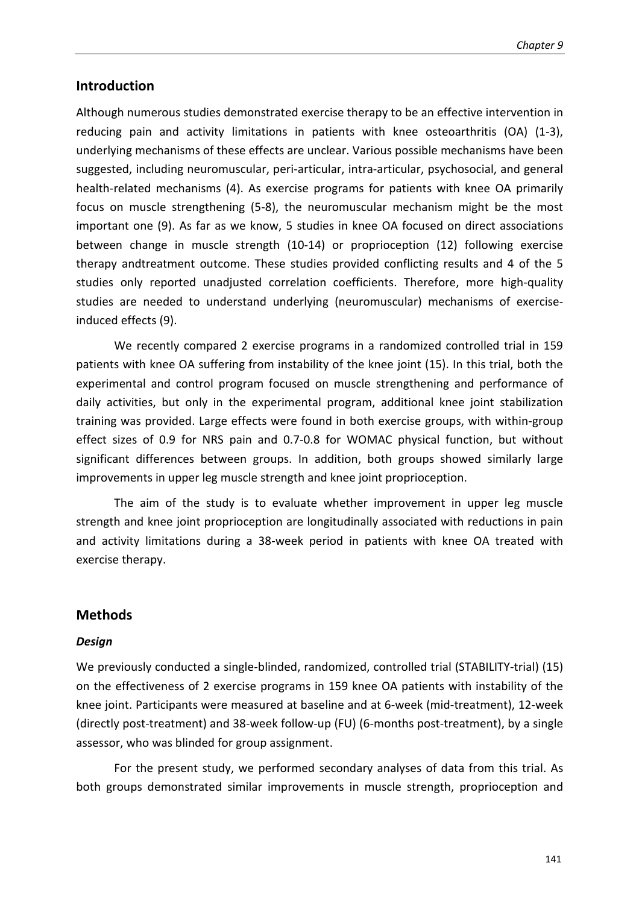## Introduction

Although numerous studies demonstrated exercise therapy to be an effective intervention in reducing pain and activity limitations in patients with knee osteoarthritis (OA) (1-3), underlying mechanisms of these effects are unclear. Various possible mechanisms have been suggested, including neuromuscular, peri-articular, intra-articular, psychosocial, and general health-related mechanisms (4). As exercise programs for patients with knee OA primarily focus on muscle strengthening (5-8), the neuromuscular mechanism might be the most important one (9). As far as we know, 5 studies in knee OA focused on direct associations between change in muscle strength (10-14) or proprioception (12) following exercise therapy andtreatment outcome. These studies provided conflicting results and 4 of the 5 studies only reported unadjusted correlation coefficients. Therefore, more high-quality studies are needed to understand underlying (neuromuscular) mechanisms of exercise-induced effects (9).

We recently compared 2 exercise programs in a randomized controlled trial in 159 patients with knee OA suffering from instability of the knee joint (15). In this trial, both the experimental and control program focused on muscle strengthening and performance of daily activities, but only in the experimental program, additional knee joint stabilization training was provided. Large effects were found in both exercise groups, with within-group effect sizes of 0.9 for NRS pain and 0.7-0.8 for WOMAC physical function, but without significant differences between groups. In addition, both groups showed similarly large improvements in upper leg muscle strength and knee joint proprioception.

The aim of the study is to evaluate whether improvement in upper leg muscle strength and knee joint proprioception are longitudinally associated with reductions in pain and activity limitations during a 38-week period in patients with knee OA treated with exercise therapy.

## Methods

### *Design*

We previously conducted a single-blinded, randomized, controlled trial (STABILITY-trial) (15) on the effectiveness of 2 exercise programs in 159 knee OA patients with instability of the knee joint. Participants were measured at baseline and at 6-week (mid-treatment), 12-week (directly post-treatment) and 38-week follow-up (FU) (6-months post-treatment), by a single assessor, who was blinded for group assignment.

For the present study, we performed secondary analyses of data from this trial. As both groups demonstrated similar improvements in muscle strength, proprioception and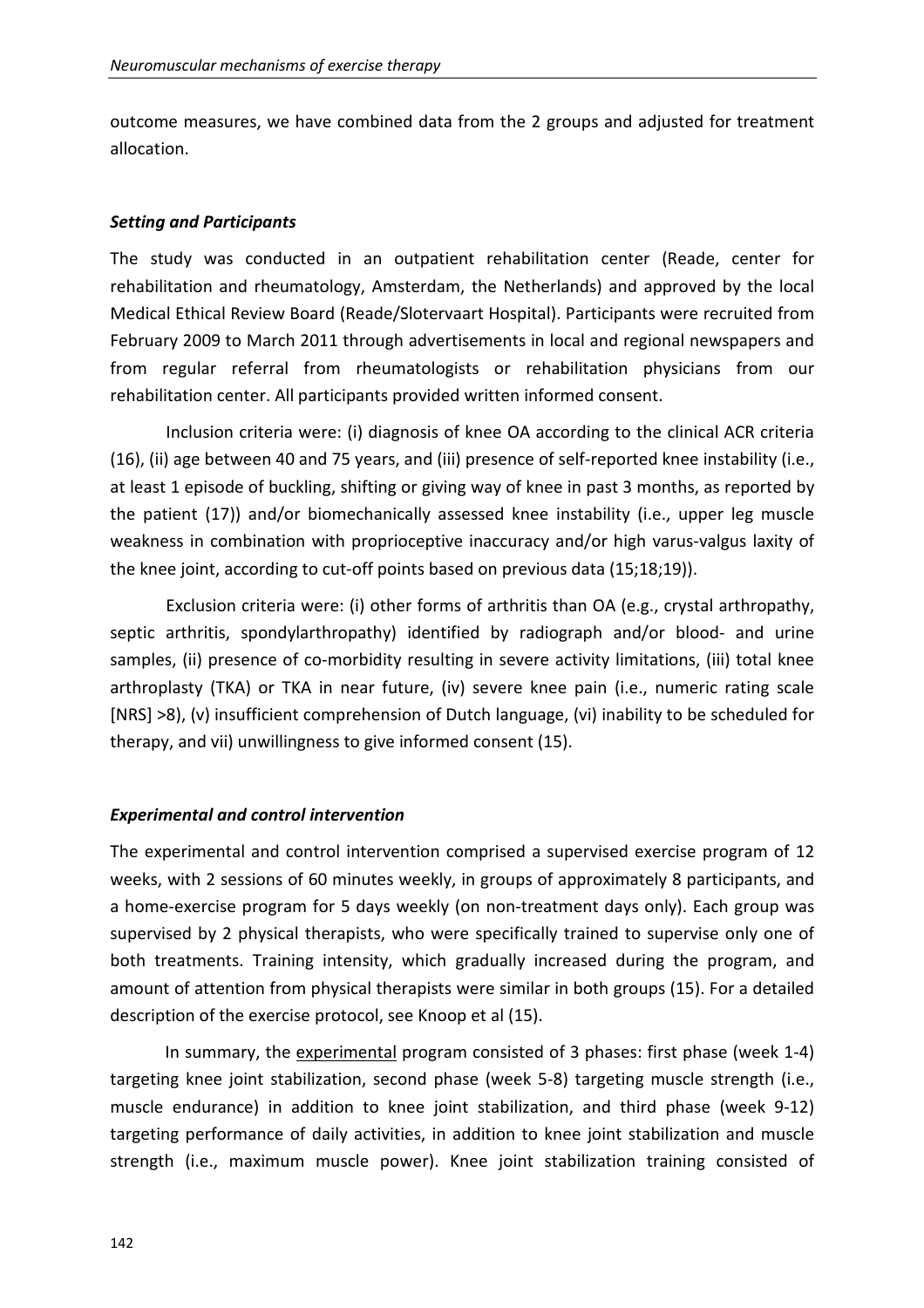outcome measures, we have combined data from the 2 groups and adjusted for treatment allocation.

### *Setting and Participants*

The study was conducted in an outpatient rehabilitation center (Reade, center for rehabilitation and rheumatology, Amsterdam, the Netherlands) and approved by the local Medical Ethical Review Board (Reade/Slotervaart Hospital). Participants were recruited from February 2009 to March 2011 through advertisements in local and regional newspapers and from regular referral from rheumatologists or rehabilitation physicians from our rehabilitation center. All participants provided written informed consent.

Inclusion criteria were: (i) diagnosis of knee OA according to the clinical ACR criteria (16), (ii) age between 40 and 75 years, and (iii) presence of self-reported knee instability (i.e., at least 1 episode of buckling, shifting or giving way of knee in past 3 months, as reported by the patient (17)) and/or biomechanically assessed knee instability (i.e., upper leg muscle weakness in combination with proprioceptive inaccuracy and/or high varus-valgus laxity of the knee joint, according to cut-off points based on previous data (15;18;19)).

Exclusion criteria were: (i) other forms of arthritis than OA (e.g., crystal arthropathy, septic arthritis, spondylarthropathy) identified by radiograph and/or blood- and urine samples, (ii) presence of co-morbidity resulting in severe activity limitations, (iii) total knee arthroplasty (TKA) or TKA in near future, (iv) severe knee pain (i.e., numeric rating scale [NRS] >8), (v) insufficient comprehension of Dutch language, (vi) inability to be scheduled for therapy, and vii) unwillingness to give informed consent (15).

### *Experimental and control intervention*

The experimental and control intervention comprised a supervised exercise program of 12 weeks, with 2 sessions of 60 minutes weekly, in groups of approximately 8 participants, and a home-exercise program for 5 days weekly (on non-treatment days only). Each group was supervised by 2 physical therapists, who were specifically trained to supervise only one of both treatments. Training intensity, which gradually increased during the program, and amount of attention from physical therapists were similar in both groups (15). For a detailed description of the exercise protocol, see Knoop et al (15).

In summary, the experimental program consisted of 3 phases: first phase (week 1-4) targeting knee joint stabilization, second phase (week 5-8) targeting muscle strength (i.e., muscle endurance) in addition to knee joint stabilization, and third phase (week 9-12) targeting performance of daily activities, in addition to knee joint stabilization and muscle strength (i.e., maximum muscle power). Knee joint stabilization training consisted of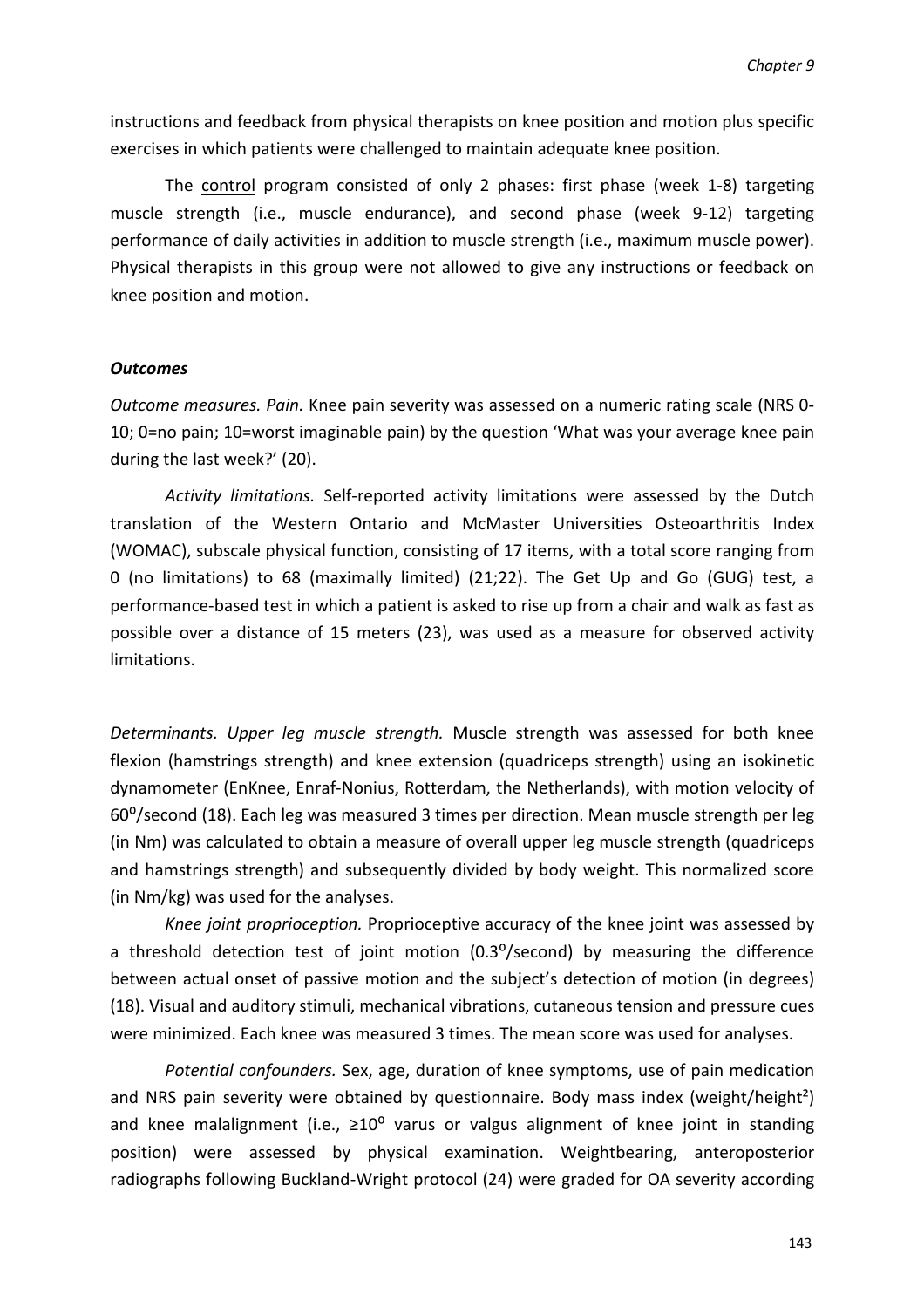instructions and feedback from physical therapists on knee position and motion plus specific exercises in which patients were challenged to maintain adequate knee position.

The control program consisted of only 2 phases: first phase (week 1-8) targeting muscle strength (i.e., muscle endurance), and second phase (week 9-12) targeting performance of daily activities in addition to muscle strength (i.e., maximum muscle power). Physical therapists in this group were not allowed to give any instructions or feedback on knee position and motion.

### *Outcomes*

*Outcome measures. Pain.* Knee pain severity was assessed on a numeric rating scale (NRS 0-10; 0=no pain; 10=worst imaginable pain) by the question 'What was your average knee pain during the last week?' (20).

*Activity limitations.* Self-reported activity limitations were assessed by the Dutch translation of the Western Ontario and McMaster Universities Osteoarthritis Index (WOMAC), subscale physical function, consisting of 17 items, with a total score ranging from 0 (no limitations) to 68 (maximally limited) (21;22). The Get Up and Go (GUG) test, a performance-based test in which a patient is asked to rise up from a chair and walk as fast as possible over a distance of 15 meters (23), was used as a measure for observed activity limitations.

*Determinants. Upper leg muscle strength.* Muscle strength was assessed for both knee flexion (hamstrings strength) and knee extension (quadriceps strength) using an isokinetic dynamometer (EnKnee, Enraf-Nonius, Rotterdam, the Netherlands), with motion velocity of $60^{o}$/second (18). Each leg was measured 3 times per direction. Mean muscle strength per leg (in Nm) was calculated to obtain a measure of overall upper leg muscle strength (quadriceps and hamstrings strength) and subsequently divided by body weight. This normalized score (in Nm/kg) was used for the analyses.

*Knee joint proprioception.* Proprioceptive accuracy of the knee joint was assessed by a threshold detection test of joint motion ($0.3^{o}$/second) by measuring the difference between actual onset of passive motion and the subject's detection of motion (in degrees) (18). Visual and auditory stimuli, mechanical vibrations, cutaneous tension and pressure cues were minimized. Each knee was measured 3 times. The mean score was used for analyses.

*Potential confounders.* Sex, age, duration of knee symptoms, use of pain medication and NRS pain severity were obtained by questionnaire. Body mass index (weight/height$^2$) and knee malalignment (i.e., $\geq 10^{o}$ varus or valgus alignment of knee joint in standing position) were assessed by physical examination. Weightbearing, anteroposterior radiographs following Buckland-Wright protocol (24) were graded for OA severity according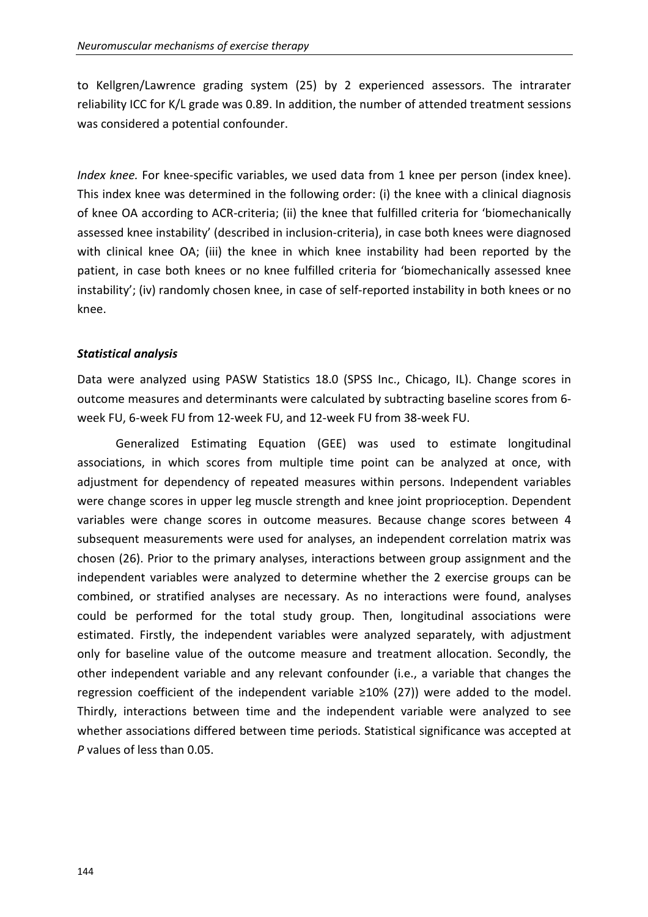to Kellgren/Lawrence grading system (25) by 2 experienced assessors. The intrarater reliability ICC for K/L grade was 0.89. In addition, the number of attended treatment sessions was considered a potential confounder.

*Index knee.* For knee-specific variables, we used data from 1 knee per person (index knee). This index knee was determined in the following order: (i) the knee with a clinical diagnosis of knee OA according to ACR-criteria; (ii) the knee that fulfilled criteria for 'biomechanically assessed knee instability' (described in inclusion-criteria), in case both knees were diagnosed with clinical knee OA; (iii) the knee in which knee instability had been reported by the patient, in case both knees or no knee fulfilled criteria for 'biomechanically assessed knee instability'; (iv) randomly chosen knee, in case of self-reported instability in both knees or no knee.

### ***Statistical analysis***

Data were analyzed using PASW Statistics 18.0 (SPSS Inc., Chicago, IL). Change scores in outcome measures and determinants were calculated by subtracting baseline scores from 6-week FU, 6-week FU from 12-week FU, and 12-week FU from 38-week FU.

Generalized Estimating Equation (GEE) was used to estimate longitudinal associations, in which scores from multiple time point can be analyzed at once, with adjustment for dependency of repeated measures within persons. Independent variables were change scores in upper leg muscle strength and knee joint proprioception. Dependent variables were change scores in outcome measures. Because change scores between 4 subsequent measurements were used for analyses, an independent correlation matrix was chosen (26). Prior to the primary analyses, interactions between group assignment and the independent variables were analyzed to determine whether the 2 exercise groups can be combined, or stratified analyses are necessary. As no interactions were found, analyses could be performed for the total study group. Then, longitudinal associations were estimated. Firstly, the independent variables were analyzed separately, with adjustment only for baseline value of the outcome measure and treatment allocation. Secondly, the other independent variable and any relevant confounder (i.e., a variable that changes the regression coefficient of the independent variable ≥10% (27)) were added to the model. Thirdly, interactions between time and the independent variable were analyzed to see whether associations differed between time periods. Statistical significance was accepted at *P* values of less than 0.05.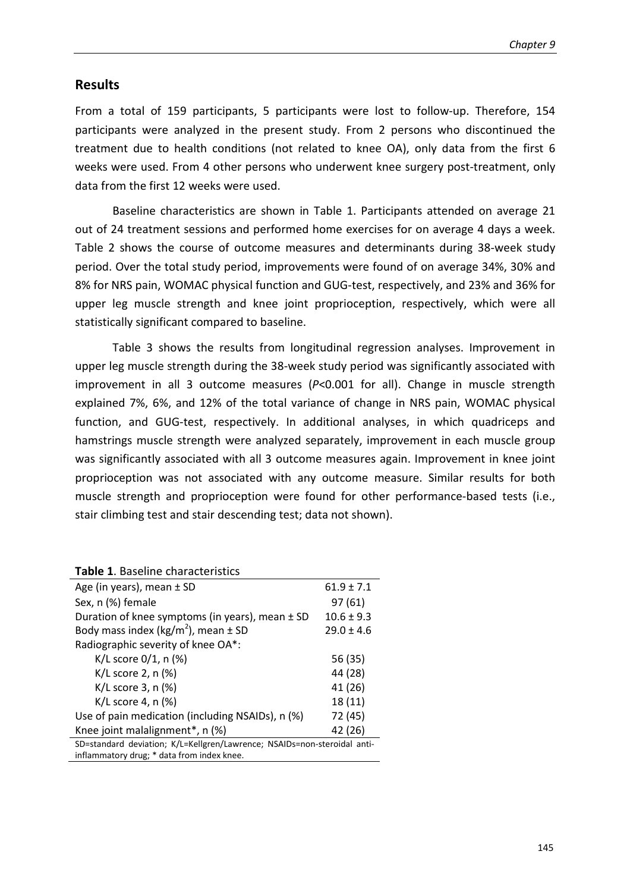## Results

From a total of 159 participants, 5 participants were lost to follow-up. Therefore, 154 participants were analyzed in the present study. From 2 persons who discontinued the treatment due to health conditions (not related to knee OA), only data from the first 6 weeks were used. From 4 other persons who underwent knee surgery post-treatment, only data from the first 12 weeks were used.

Baseline characteristics are shown in Table 1. Participants attended on average 21 out of 24 treatment sessions and performed home exercises for on average 4 days a week. Table 2 shows the course of outcome measures and determinants during 38-week study period. Over the total study period, improvements were found of on average 34%, 30% and 8% for NRS pain, WOMAC physical function and GUG-test, respectively, and 23% and 36% for upper leg muscle strength and knee joint proprioception, respectively, which were all statistically significant compared to baseline.

Table 3 shows the results from longitudinal regression analyses. Improvement in upper leg muscle strength during the 38-week study period was significantly associated with improvement in all 3 outcome measures ($P<0.001$ for all). Change in muscle strength explained 7%, 6%, and 12% of the total variance of change in NRS pain, WOMAC physical function, and GUG-test, respectively. In additional analyses, in which quadriceps and hamstrings muscle strength were analyzed separately, improvement in each muscle group was significantly associated with all 3 outcome measures again. Improvement in knee joint proprioception was not associated with any outcome measure. Similar results for both muscle strength and proprioception were found for other performance-based tests (i.e., stair climbing test and stair descending test; data not shown).

**Table 1**. Baseline characteristics

| | |
|---|---|
| Age (in years), mean ± SD | 61.9 ± 7.1 |
| Sex, n (%) female | 97 (61) |
| Duration of knee symptoms (in years), mean ± SD | 10.6 ± 9.3 |
| Body mass index (kg/m$^2$), mean ± SD | 29.0 ± 4.6 |
| Radiographic severity of knee OA*: | |
| K/L score 0/1, n (%) | 56 (35) |
| K/L score 2, n (%) | 44 (28) |
| K/L score 3, n (%) | 41 (26) |
| K/L score 4, n (%) | 18 (11) |
| Use of pain medication (including NSAIDs), n (%) | 72 (45) |
| Knee joint malalignment*, n (%) | 42 (26) |

SD=standard deviation; K/L=Kellgren/Lawrence; NSAIDs=non-steroidal anti-inflammatory drug; * data from index knee.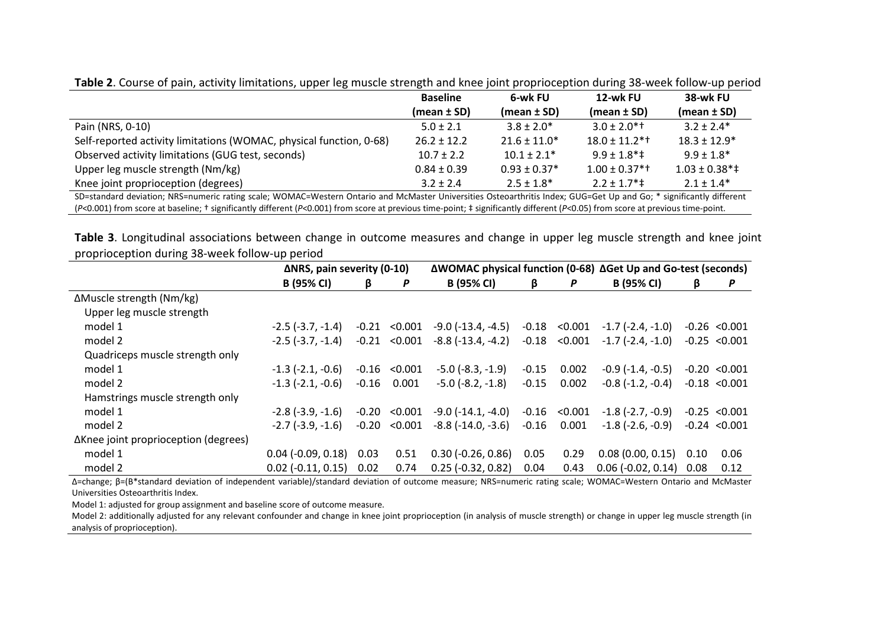**Table 2**. Course of pain, activity limitations, upper leg muscle strength and knee joint proprioception during 38-week follow-up period

| | Baseline (mean ± SD) | 6-wk FU (mean ± SD) | 12-wk FU (mean ± SD) | 38-wk FU (mean ± SD) |
|---|---|---|---|---|
| Pain (NRS, 0-10) | 5.0 ± 2.1 | 3.8 ± 2.0* | 3.0 ± 2.0*† | 3.2 ± 2.4* |
| Self-reported activity limitations (WOMAC, physical function, 0-68) | 26.2 ± 12.2 | 21.6 ± 11.0* | 18.0 ± 11.2*† | 18.3 ± 12.9* |
| Observed activity limitations (GUG test, seconds) | 10.7 ± 2.2 | 10.1 ± 2.1* | 9.9 ± 1.8*‡ | 9.9 ± 1.8* |
| Upper leg muscle strength (Nm/kg) | 0.84 ± 0.39 | 0.93 ± 0.37* | 1.00 ± 0.37*† | 1.03 ± 0.38*‡ |
| Knee joint proprioception (degrees) | 3.2 ± 2.4 | 2.5 ± 1.8* | 2.2 ± 1.7*‡ | 2.1 ± 1.4* |

SD=standard deviation; NRS=numeric rating scale; WOMAC=Western Ontario and McMaster Universities Osteoarthritis Index; GUG=Get Up and Go; * significantly different ($P$<0.001) from score at baseline; † significantly different ($P$<0.001) from score at previous time-point; ‡ significantly different ($P$<0.05) from score at previous time-point.

**Table 3**. Longitudinal associations between change in outcome measures and change in upper leg muscle strength and knee joint proprioception during 38-week follow-up period

| | ΔNRS, pain severity (0-10) | | | ΔWOMAC physical function (0-68) | | | ΔGet Up and Go-test (seconds) | | |
|---|---|---|---|---|---|---|---|---|---|
| | B (95% CI) | β | P | B (95% CI) | β | P | B (95% CI) | β | P |
| ΔMuscle strength (Nm/kg) | | | | | | | | | |
| Upper leg muscle strength | | | | | | | | | |
| model 1 | -2.5 (-3.7, -1.4) | -0.21 | <0.001 | -9.0 (-13.4, -4.5) | -0.18 | <0.001 | -1.7 (-2.4, -1.0) | -0.26 | <0.001 |
| model 2 | -2.5 (-3.7, -1.4) | -0.21 | <0.001 | -8.8 (-13.4, -4.2) | -0.18 | <0.001 | -1.7 (-2.4, -1.0) | -0.25 | <0.001 |
| Quadriceps muscle strength only | | | | | | | | | |
| model 1 | -1.3 (-2.1, -0.6) | -0.16 | <0.001 | -5.0 (-8.3, -1.9) | -0.15 | 0.002 | -0.9 (-1.4, -0.5) | -0.20 | <0.001 |
| model 2 | -1.3 (-2.1, -0.6) | -0.16 | 0.001 | -5.0 (-8.2, -1.8) | -0.15 | 0.002 | -0.8 (-1.2, -0.4) | -0.18 | <0.001 |
| Hamstrings muscle strength only | | | | | | | | | |
| model 1 | -2.8 (-3.9, -1.6) | -0.20 | <0.001 | -9.0 (-14.1, -4.0) | -0.16 | <0.001 | -1.8 (-2.7, -0.9) | -0.25 | <0.001 |
| model 2 | -2.7 (-3.9, -1.6) | -0.20 | <0.001 | -8.8 (-14.0, -3.6) | -0.16 | 0.001 | -1.8 (-2.6, -0.9) | -0.24 | <0.001 |
| ΔKnee joint proprioception (degrees) | | | | | | | | | |
| model 1 | 0.04 (-0.09, 0.18) | 0.03 | 0.51 | 0.30 (-0.26, 0.86) | 0.05 | 0.29 | 0.08 (0.00, 0.15) | 0.10 | 0.06 |
| model 2 | 0.02 (-0.11, 0.15) | 0.02 | 0.74 | 0.25 (-0.32, 0.82) | 0.04 | 0.43 | 0.06 (-0.02, 0.14) | 0.08 | 0.12 |

Δ=change; β=(B*standard deviation of independent variable)/standard deviation of outcome measure; NRS=numeric rating scale; WOMAC=Western Ontario and McMaster Universities Osteoarthritis Index.

Model 1: adjusted for group assignment and baseline score of outcome measure.

Model 2: additionally adjusted for any relevant confounder and change in knee joint proprioception (in analysis of muscle strength) or change in upper leg muscle strength (in analysis of proprioception).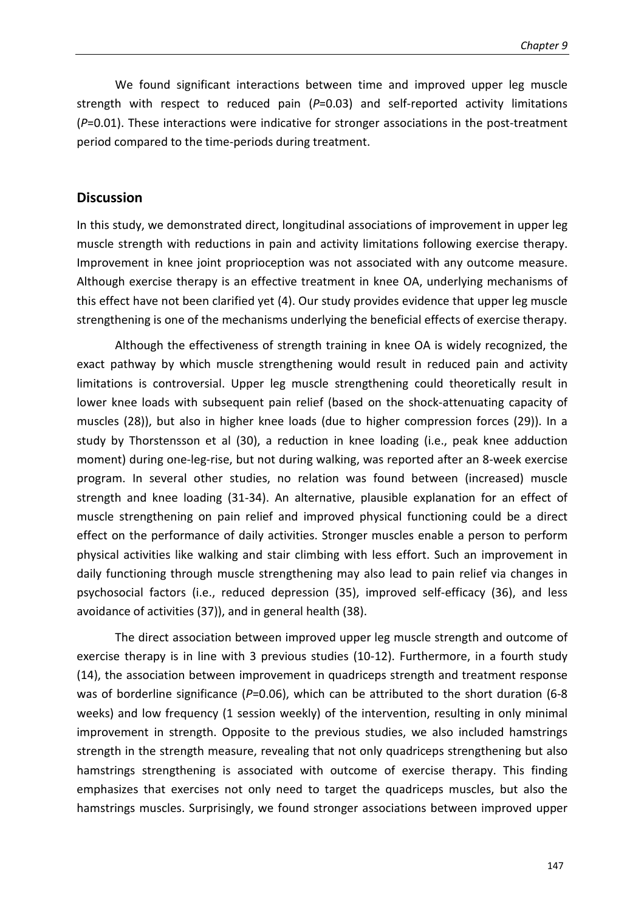We found significant interactions between time and improved upper leg muscle strength with respect to reduced pain (*P*=0.03) and self-reported activity limitations (*P*=0.01). These interactions were indicative for stronger associations in the post-treatment period compared to the time-periods during treatment.

## Discussion

In this study, we demonstrated direct, longitudinal associations of improvement in upper leg muscle strength with reductions in pain and activity limitations following exercise therapy. Improvement in knee joint proprioception was not associated with any outcome measure. Although exercise therapy is an effective treatment in knee OA, underlying mechanisms of this effect have not been clarified yet (4). Our study provides evidence that upper leg muscle strengthening is one of the mechanisms underlying the beneficial effects of exercise therapy.

Although the effectiveness of strength training in knee OA is widely recognized, the exact pathway by which muscle strengthening would result in reduced pain and activity limitations is controversial. Upper leg muscle strengthening could theoretically result in lower knee loads with subsequent pain relief (based on the shock-attenuating capacity of muscles (28)), but also in higher knee loads (due to higher compression forces (29)). In a study by Thorstensson et al (30), a reduction in knee loading (i.e., peak knee adduction moment) during one-leg-rise, but not during walking, was reported after an 8-week exercise program. In several other studies, no relation was found between (increased) muscle strength and knee loading (31-34). An alternative, plausible explanation for an effect of muscle strengthening on pain relief and improved physical functioning could be a direct effect on the performance of daily activities. Stronger muscles enable a person to perform physical activities like walking and stair climbing with less effort. Such an improvement in daily functioning through muscle strengthening may also lead to pain relief via changes in psychosocial factors (i.e., reduced depression (35), improved self-efficacy (36), and less avoidance of activities (37)), and in general health (38).

The direct association between improved upper leg muscle strength and outcome of exercise therapy is in line with 3 previous studies (10-12). Furthermore, in a fourth study (14), the association between improvement in quadriceps strength and treatment response was of borderline significance (*P*=0.06), which can be attributed to the short duration (6-8 weeks) and low frequency (1 session weekly) of the intervention, resulting in only minimal improvement in strength. Opposite to the previous studies, we also included hamstrings strength in the strength measure, revealing that not only quadriceps strengthening but also hamstrings strengthening is associated with outcome of exercise therapy. This finding emphasizes that exercises not only need to target the quadriceps muscles, but also the hamstrings muscles. Surprisingly, we found stronger associations between improved upper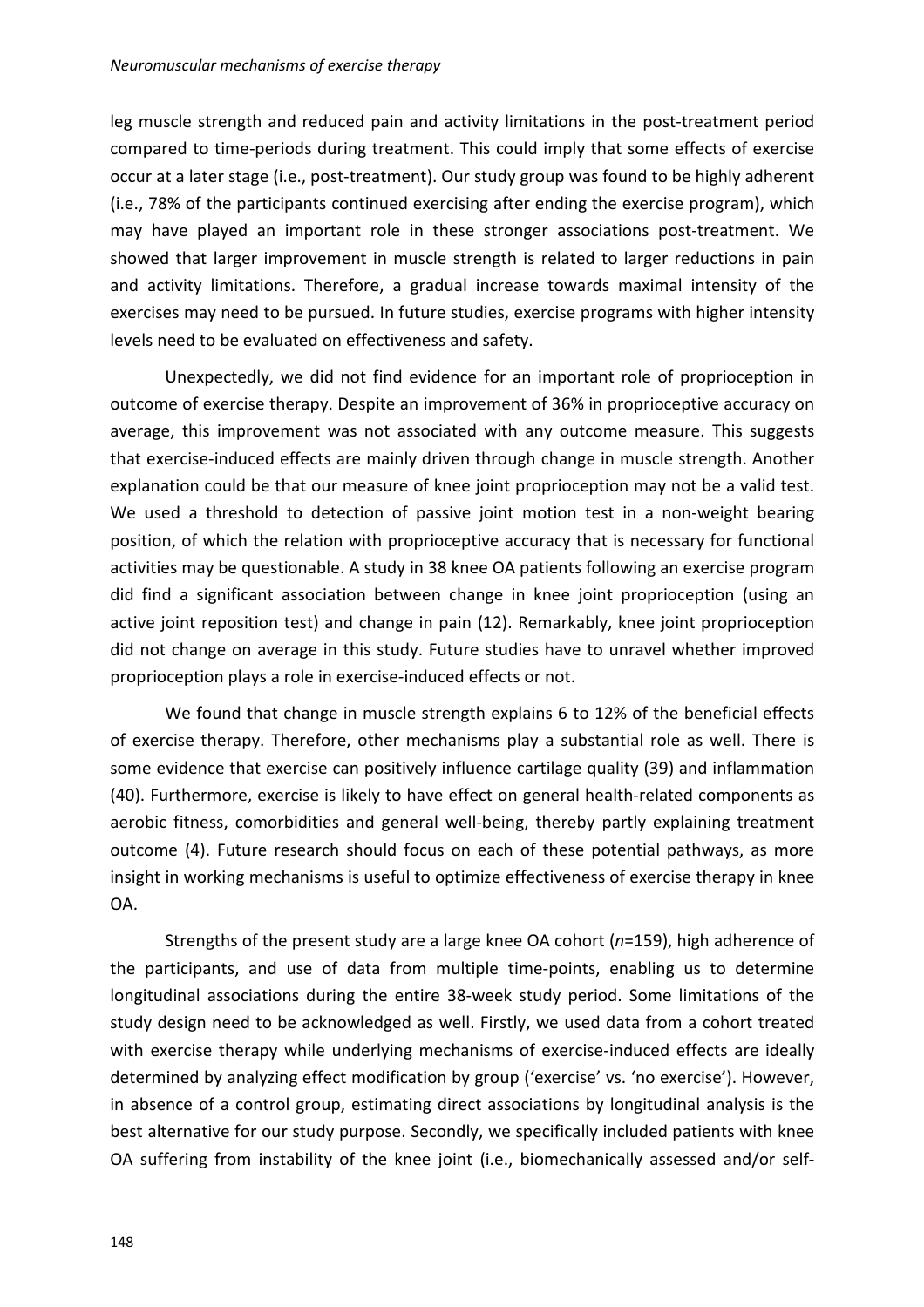leg muscle strength and reduced pain and activity limitations in the post-treatment period compared to time-periods during treatment. This could imply that some effects of exercise occur at a later stage (i.e., post-treatment). Our study group was found to be highly adherent (i.e., 78% of the participants continued exercising after ending the exercise program), which may have played an important role in these stronger associations post-treatment. We showed that larger improvement in muscle strength is related to larger reductions in pain and activity limitations. Therefore, a gradual increase towards maximal intensity of the exercises may need to be pursued. In future studies, exercise programs with higher intensity levels need to be evaluated on effectiveness and safety.

Unexpectedly, we did not find evidence for an important role of proprioception in outcome of exercise therapy. Despite an improvement of 36% in proprioceptive accuracy on average, this improvement was not associated with any outcome measure. This suggests that exercise-induced effects are mainly driven through change in muscle strength. Another explanation could be that our measure of knee joint proprioception may not be a valid test. We used a threshold to detection of passive joint motion test in a non-weight bearing position, of which the relation with proprioceptive accuracy that is necessary for functional activities may be questionable. A study in 38 knee OA patients following an exercise program did find a significant association between change in knee joint proprioception (using an active joint reposition test) and change in pain (12). Remarkably, knee joint proprioception did not change on average in this study. Future studies have to unravel whether improved proprioception plays a role in exercise-induced effects or not.

We found that change in muscle strength explains 6 to 12% of the beneficial effects of exercise therapy. Therefore, other mechanisms play a substantial role as well. There is some evidence that exercise can positively influence cartilage quality (39) and inflammation (40). Furthermore, exercise is likely to have effect on general health-related components as aerobic fitness, comorbidities and general well-being, thereby partly explaining treatment outcome (4). Future research should focus on each of these potential pathways, as more insight in working mechanisms is useful to optimize effectiveness of exercise therapy in knee OA.

Strengths of the present study are a large knee OA cohort (*n*=159), high adherence of the participants, and use of data from multiple time-points, enabling us to determine longitudinal associations during the entire 38-week study period. Some limitations of the study design need to be acknowledged as well. Firstly, we used data from a cohort treated with exercise therapy while underlying mechanisms of exercise-induced effects are ideally determined by analyzing effect modification by group ('exercise' vs. 'no exercise'). However, in absence of a control group, estimating direct associations by longitudinal analysis is the best alternative for our study purpose. Secondly, we specifically included patients with knee OA suffering from instability of the knee joint (i.e., biomechanically assessed and/or self-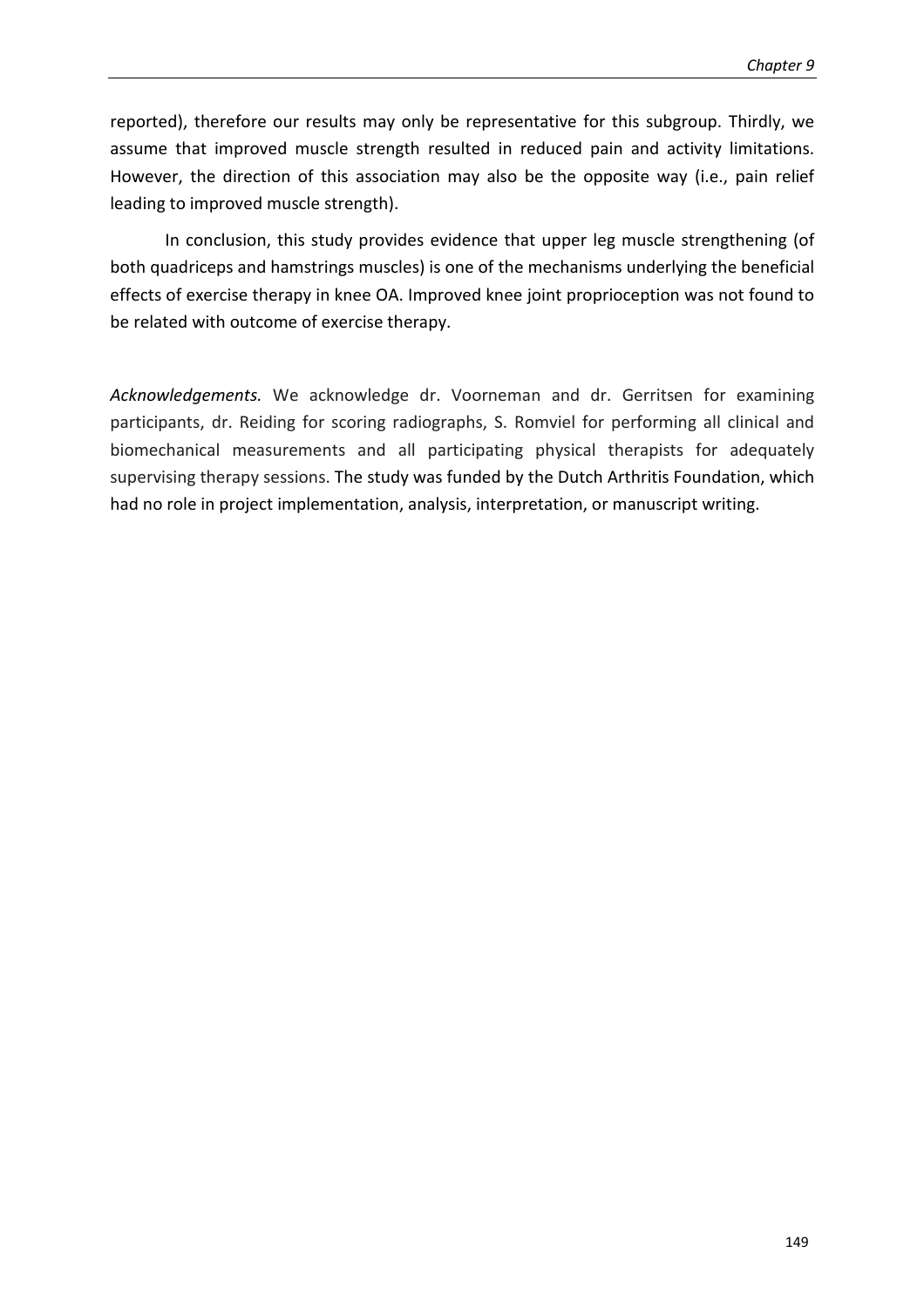reported), therefore our results may only be representative for this subgroup. Thirdly, we assume that improved muscle strength resulted in reduced pain and activity limitations. However, the direction of this association may also be the opposite way (i.e., pain relief leading to improved muscle strength).

In conclusion, this study provides evidence that upper leg muscle strengthening (of both quadriceps and hamstrings muscles) is one of the mechanisms underlying the beneficial effects of exercise therapy in knee OA. Improved knee joint proprioception was not found to be related with outcome of exercise therapy.

*Acknowledgements.* We acknowledge dr. Voorneman and dr. Gerritsen for examining participants, dr. Reiding for scoring radiographs, S. Romviel for performing all clinical and biomechanical measurements and all participating physical therapists for adequately supervising therapy sessions. The study was funded by the Dutch Arthritis Foundation, which had no role in project implementation, analysis, interpretation, or manuscript writing.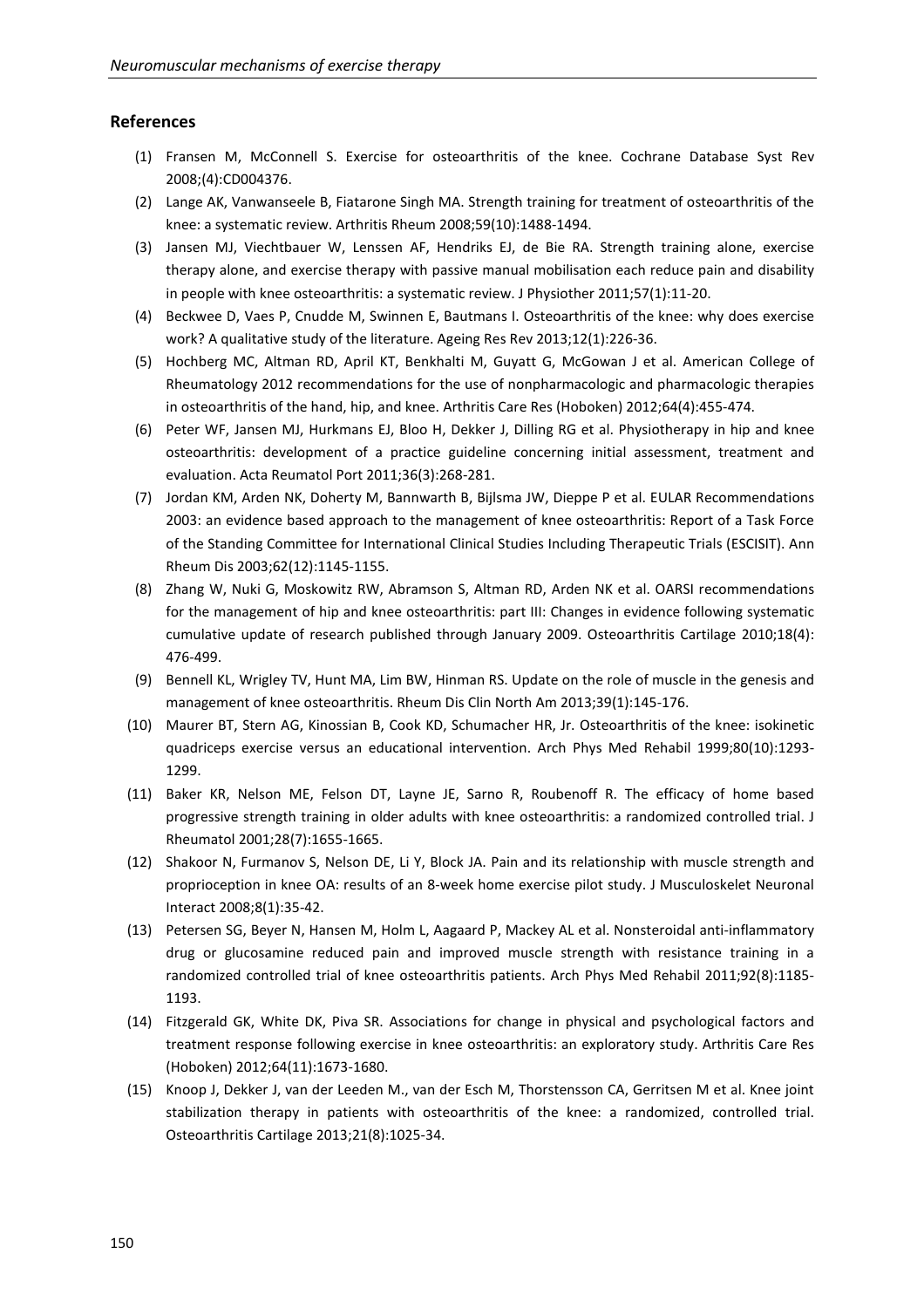## References

(1) Fransen M, McConnell S. Exercise for osteoarthritis of the knee. Cochrane Database Syst Rev 2008;(4):CD004376.

(2) Lange AK, Vanwanseele B, Fiatarone Singh MA. Strength training for treatment of osteoarthritis of the knee: a systematic review. Arthritis Rheum 2008;59(10):1488-1494.

(3) Jansen MJ, Viechtbauer W, Lenssen AF, Hendriks EJ, de Bie RA. Strength training alone, exercise therapy alone, and exercise therapy with passive manual mobilisation each reduce pain and disability in people with knee osteoarthritis: a systematic review. J Physiother 2011;57(1):11-20.

(4) Beckwee D, Vaes P, Cnudde M, Swinnen E, Bautmans I. Osteoarthritis of the knee: why does exercise work? A qualitative study of the literature. Ageing Res Rev 2013;12(1):226-36.

(5) Hochberg MC, Altman RD, April KT, Benkhalti M, Guyatt G, McGowan J et al. American College of Rheumatology 2012 recommendations for the use of nonpharmacologic and pharmacologic therapies in osteoarthritis of the hand, hip, and knee. Arthritis Care Res (Hoboken) 2012;64(4):455-474.

(6) Peter WF, Jansen MJ, Hurkmans EJ, Bloo H, Dekker J, Dilling RG et al. Physiotherapy in hip and knee osteoarthritis: development of a practice guideline concerning initial assessment, treatment and evaluation. Acta Reumatol Port 2011;36(3):268-281.

(7) Jordan KM, Arden NK, Doherty M, Bannwarth B, Bijlsma JW, Dieppe P et al. EULAR Recommendations 2003: an evidence based approach to the management of knee osteoarthritis: Report of a Task Force of the Standing Committee for International Clinical Studies Including Therapeutic Trials (ESCISIT). Ann Rheum Dis 2003;62(12):1145-1155.

(8) Zhang W, Nuki G, Moskowitz RW, Abramson S, Altman RD, Arden NK et al. OARSI recommendations for the management of hip and knee osteoarthritis: part III: Changes in evidence following systematic cumulative update of research published through January 2009. Osteoarthritis Cartilage 2010;18(4): 476-499.

(9) Bennell KL, Wrigley TV, Hunt MA, Lim BW, Hinman RS. Update on the role of muscle in the genesis and management of knee osteoarthritis. Rheum Dis Clin North Am 2013;39(1):145-176.

(10) Maurer BT, Stern AG, Kinossian B, Cook KD, Schumacher HR, Jr. Osteoarthritis of the knee: isokinetic quadriceps exercise versus an educational intervention. Arch Phys Med Rehabil 1999;80(10):1293-1299.

(11) Baker KR, Nelson ME, Felson DT, Layne JE, Sarno R, Roubenoff R. The efficacy of home based progressive strength training in older adults with knee osteoarthritis: a randomized controlled trial. J Rheumatol 2001;28(7):1655-1665.

(12) Shakoor N, Furmanov S, Nelson DE, Li Y, Block JA. Pain and its relationship with muscle strength and proprioception in knee OA: results of an 8-week home exercise pilot study. J Musculoskelet Neuronal Interact 2008;8(1):35-42.

(13) Petersen SG, Beyer N, Hansen M, Holm L, Aagaard P, Mackey AL et al. Nonsteroidal anti-inflammatory drug or glucosamine reduced pain and improved muscle strength with resistance training in a randomized controlled trial of knee osteoarthritis patients. Arch Phys Med Rehabil 2011;92(8):1185-1193.

(14) Fitzgerald GK, White DK, Piva SR. Associations for change in physical and psychological factors and treatment response following exercise in knee osteoarthritis: an exploratory study. Arthritis Care Res (Hoboken) 2012;64(11):1673-1680.

(15) Knoop J, Dekker J, van der Leeden M., van der Esch M, Thorstensson CA, Gerritsen M et al. Knee joint stabilization therapy in patients with osteoarthritis of the knee: a randomized, controlled trial. Osteoarthritis Cartilage 2013;21(8):1025-34.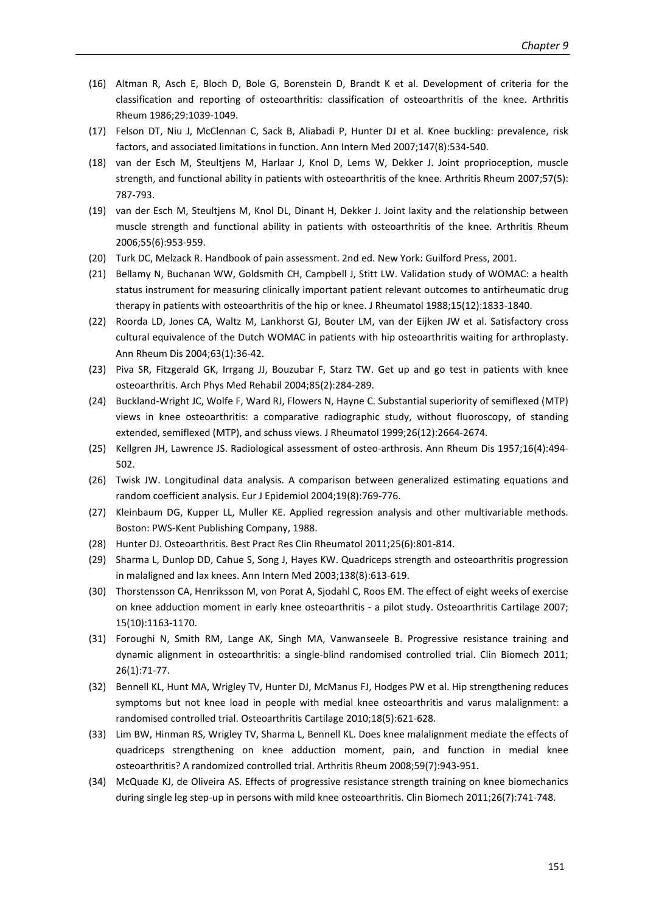(16) Altman R, Asch E, Bloch D, Bole G, Borenstein D, Brandt K et al. Development of criteria for the classification and reporting of osteoarthritis: classification of osteoarthritis of the knee. Arthritis Rheum 1986;29:1039-1049.

(17) Felson DT, Niu J, McClennan C, Sack B, Aliabadi P, Hunter DJ et al. Knee buckling: prevalence, risk factors, and associated limitations in function. Ann Intern Med 2007;147(8):534-540.

(18) van der Esch M, Steultjens M, Harlaar J, Knol D, Lems W, Dekker J. Joint proprioception, muscle strength, and functional ability in patients with osteoarthritis of the knee. Arthritis Rheum 2007;57(5): 787-793.

(19) van der Esch M, Steultjens M, Knol DL, Dinant H, Dekker J. Joint laxity and the relationship between muscle strength and functional ability in patients with osteoarthritis of the knee. Arthritis Rheum 2006;55(6):953-959.

(20) Turk DC, Melzack R. Handbook of pain assessment. 2nd ed. New York: Guilford Press, 2001.

(21) Bellamy N, Buchanan WW, Goldsmith CH, Campbell J, Stitt LW. Validation study of WOMAC: a health status instrument for measuring clinically important patient relevant outcomes to antirheumatic drug therapy in patients with osteoarthritis of the hip or knee. J Rheumatol 1988;15(12):1833-1840.

(22) Roorda LD, Jones CA, Waltz M, Lankhorst GJ, Bouter LM, van der Eijken JW et al. Satisfactory cross cultural equivalence of the Dutch WOMAC in patients with hip osteoarthritis waiting for arthroplasty. Ann Rheum Dis 2004;63(1):36-42.

(23) Piva SR, Fitzgerald GK, Irrgang JJ, Bouzubar F, Starz TW. Get up and go test in patients with knee osteoarthritis. Arch Phys Med Rehabil 2004;85(2):284-289.

(24) Buckland-Wright JC, Wolfe F, Ward RJ, Flowers N, Hayne C. Substantial superiority of semiflexed (MTP) views in knee osteoarthritis: a comparative radiographic study, without fluoroscopy, of standing extended, semiflexed (MTP), and schuss views. J Rheumatol 1999;26(12):2664-2674.

(25) Kellgren JH, Lawrence JS. Radiological assessment of osteo-arthrosis. Ann Rheum Dis 1957;16(4):494-502.

(26) Twisk JW. Longitudinal data analysis. A comparison between generalized estimating equations and random coefficient analysis. Eur J Epidemiol 2004;19(8):769-776.

(27) Kleinbaum DG, Kupper LL, Muller KE. Applied regression analysis and other multivariable methods. Boston: PWS-Kent Publishing Company, 1988.

(28) Hunter DJ. Osteoarthritis. Best Pract Res Clin Rheumatol 2011;25(6):801-814.

(29) Sharma L, Dunlop DD, Cahue S, Song J, Hayes KW. Quadriceps strength and osteoarthritis progression in malaligned and lax knees. Ann Intern Med 2003;138(8):613-619.

(30) Thorstensson CA, Henriksson M, von Porat A, Sjodahl C, Roos EM. The effect of eight weeks of exercise on knee adduction moment in early knee osteoarthritis - a pilot study. Osteoarthritis Cartilage 2007; 15(10):1163-1170.

(31) Foroughi N, Smith RM, Lange AK, Singh MA, Vanwanseele B. Progressive resistance training and dynamic alignment in osteoarthritis: a single-blind randomised controlled trial. Clin Biomech 2011; 26(1):71-77.

(32) Bennell KL, Hunt MA, Wrigley TV, Hunter DJ, McManus FJ, Hodges PW et al. Hip strengthening reduces symptoms but not knee load in people with medial knee osteoarthritis and varus malalignment: a randomised controlled trial. Osteoarthritis Cartilage 2010;18(5):621-628.

(33) Lim BW, Hinman RS, Wrigley TV, Sharma L, Bennell KL. Does knee malalignment mediate the effects of quadriceps strengthening on knee adduction moment, pain, and function in medial knee osteoarthritis? A randomized controlled trial. Arthritis Rheum 2008;59(7):943-951.

(34) McQuade KJ, de Oliveira AS. Effects of progressive resistance strength training on knee biomechanics during single leg step-up in persons with mild knee osteoarthritis. Clin Biomech 2011;26(7):741-748.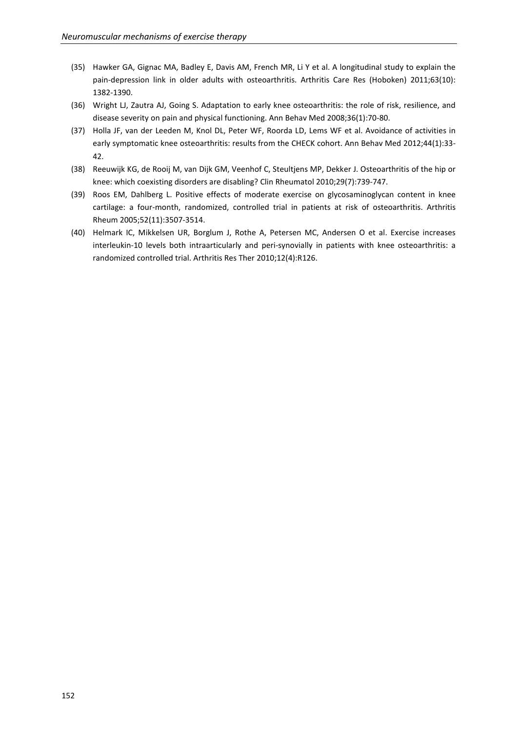(35) Hawker GA, Gignac MA, Badley E, Davis AM, French MR, Li Y et al. A longitudinal study to explain the pain-depression link in older adults with osteoarthritis. Arthritis Care Res (Hoboken) 2011;63(10): 1382-1390.

(36) Wright LJ, Zautra AJ, Going S. Adaptation to early knee osteoarthritis: the role of risk, resilience, and disease severity on pain and physical functioning. Ann Behav Med 2008;36(1):70-80.

(37) Holla JF, van der Leeden M, Knol DL, Peter WF, Roorda LD, Lems WF et al. Avoidance of activities in early symptomatic knee osteoarthritis: results from the CHECK cohort. Ann Behav Med 2012;44(1):33-42.

(38) Reeuwijk KG, de Rooij M, van Dijk GM, Veenhof C, Steultjens MP, Dekker J. Osteoarthritis of the hip or knee: which coexisting disorders are disabling? Clin Rheumatol 2010;29(7):739-747.

(39) Roos EM, Dahlberg L. Positive effects of moderate exercise on glycosaminoglycan content in knee cartilage: a four-month, randomized, controlled trial in patients at risk of osteoarthritis. Arthritis Rheum 2005;52(11):3507-3514.

(40) Helmark IC, Mikkelsen UR, Borglum J, Rothe A, Petersen MC, Andersen O et al. Exercise increases interleukin-10 levels both intraarticularly and peri-synovially in patients with knee osteoarthritis: a randomized controlled trial. Arthritis Res Ther 2010;12(4):R126.